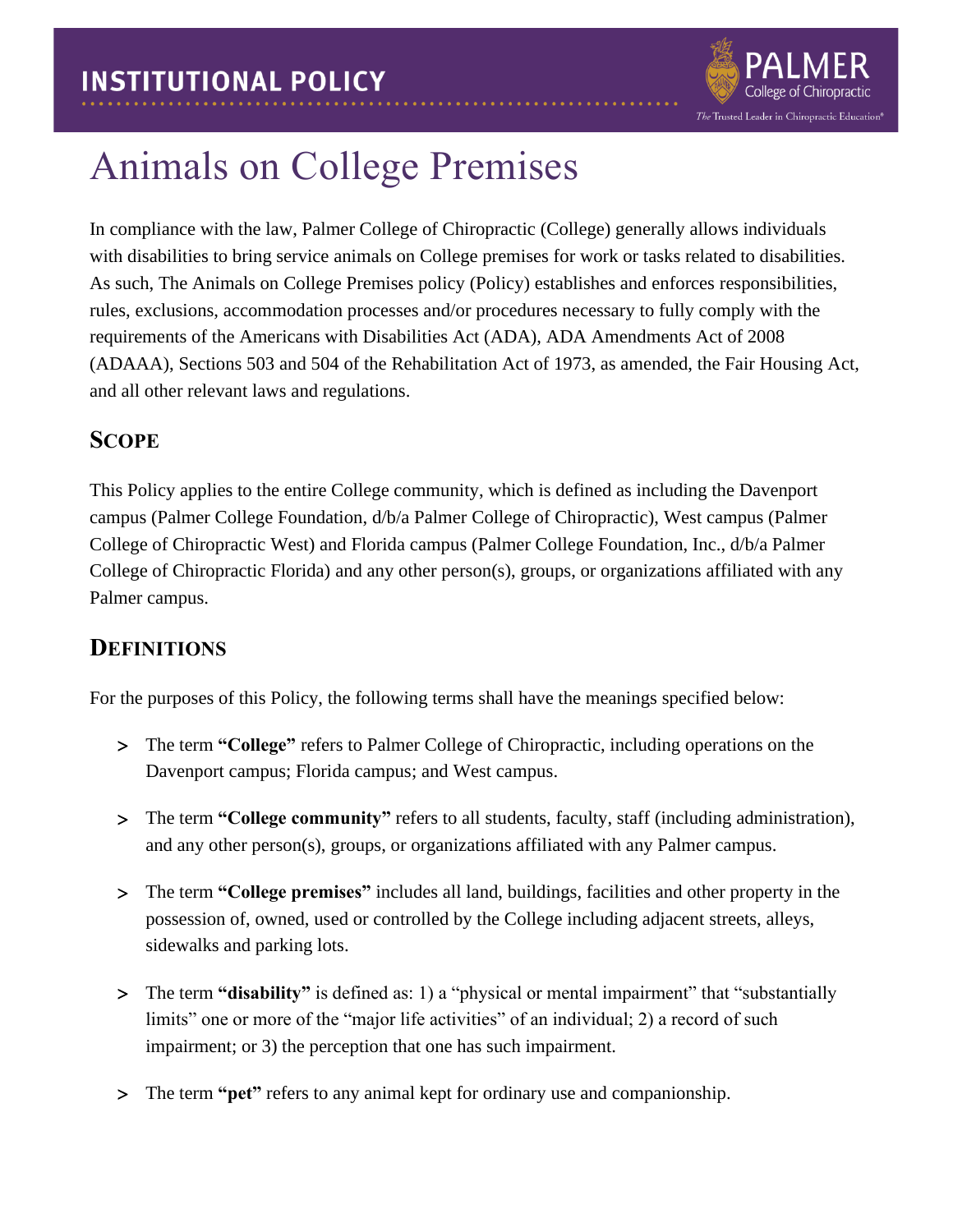# Animals on College Premises

In compliance with the law, Palmer College of Chiropractic (College) generally allows individuals with disabilities to bring service animals on College premises for work or tasks related to disabilities. As such, The Animals on College Premises policy (Policy) establishes and enforces responsibilities, rules, exclusions, accommodation processes and/or procedures necessary to fully comply with the requirements of the Americans with Disabilities Act (ADA), ADA Amendments Act of 2008 (ADAAA), Sections 503 and 504 of the Rehabilitation Act of 1973, as amended, the Fair Housing Act, and all other relevant laws and regulations.

## Scope

This Policy applies to the entire College community, which is defined as including the Davenport campus (Palmer College Foundation, d/b/a Palmer College of Chiropractic), West campus (Palmer College of Chiropractic West) and Florida campus (Palmer College Foundation, Inc., d/b/a Palmer College of Chiropractic Florida) and any other person(s), groups, or organizations affiliated with any Palmer campus.

## Definitions

For the purposes of this Policy, the following terms shall have the meanings specified below:

- The term **"College"** refers to Palmer College of Chiropractic, including operations on the Davenport campus; Florida campus; and West campus.
- The term **"College community"** refers to all students, faculty, staff (including administration), and any other person(s), groups, or organizations affiliated with any Palmer campus.
- The term **"College premises"** includes all land, buildings, facilities and other property in the possession of, owned, used or controlled by the College including adjacent streets, alleys, sidewalks and parking lots.
- The term **"disability"** is defined as: 1) a "physical or mental impairment" that "substantially limits" one or more of the "major life activities" of an individual; 2) a record of such impairment; or 3) the perception that one has such impairment.
- The term **"pet"** refers to any animal kept for ordinary use and companionship.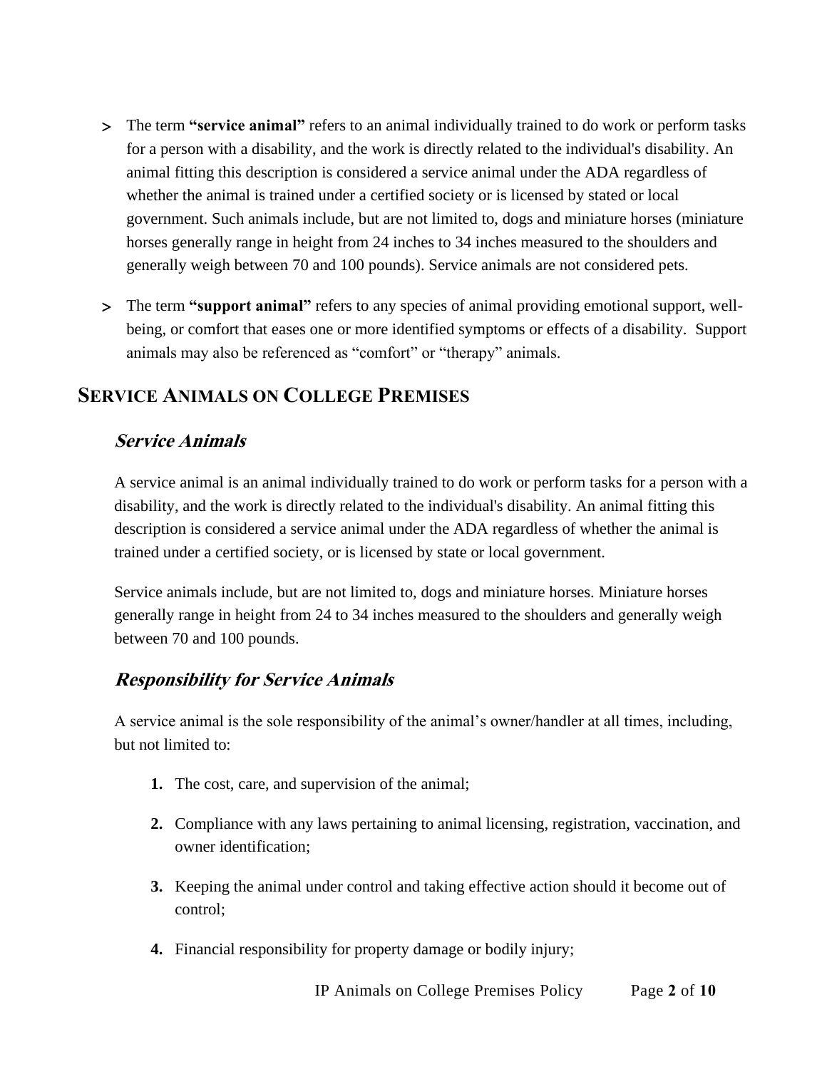- The term **"service animal"** refers to an animal individually trained to do work or perform tasks for a person with a disability, and the work is directly related to the individual's disability. An animal fitting this description is considered a service animal under the ADA regardless of whether the animal is trained under a certified society or is licensed by stated or local government. Such animals include, but are not limited to, dogs and miniature horses (miniature horses generally range in height from 24 inches to 34 inches measured to the shoulders and generally weigh between 70 and 100 pounds). Service animals are not considered pets.

- The term **"support animal"** refers to any species of animal providing emotional support, well-being, or comfort that eases one or more identified symptoms or effects of a disability. Support animals may also be referenced as "comfort" or "therapy" animals.

## SERVICE ANIMALS ON COLLEGE PREMISES

### *Service Animals*

A service animal is an animal individually trained to do work or perform tasks for a person with a disability, and the work is directly related to the individual's disability. An animal fitting this description is considered a service animal under the ADA regardless of whether the animal is trained under a certified society, or is licensed by state or local government.

Service animals include, but are not limited to, dogs and miniature horses. Miniature horses generally range in height from 24 to 34 inches measured to the shoulders and generally weigh between 70 and 100 pounds.

### *Responsibility for Service Animals*

A service animal is the sole responsibility of the animal's owner/handler at all times, including, but not limited to:

1. The cost, care, and supervision of the animal;

2. Compliance with any laws pertaining to animal licensing, registration, vaccination, and owner identification;

3. Keeping the animal under control and taking effective action should it become out of control;

4. Financial responsibility for property damage or bodily injury;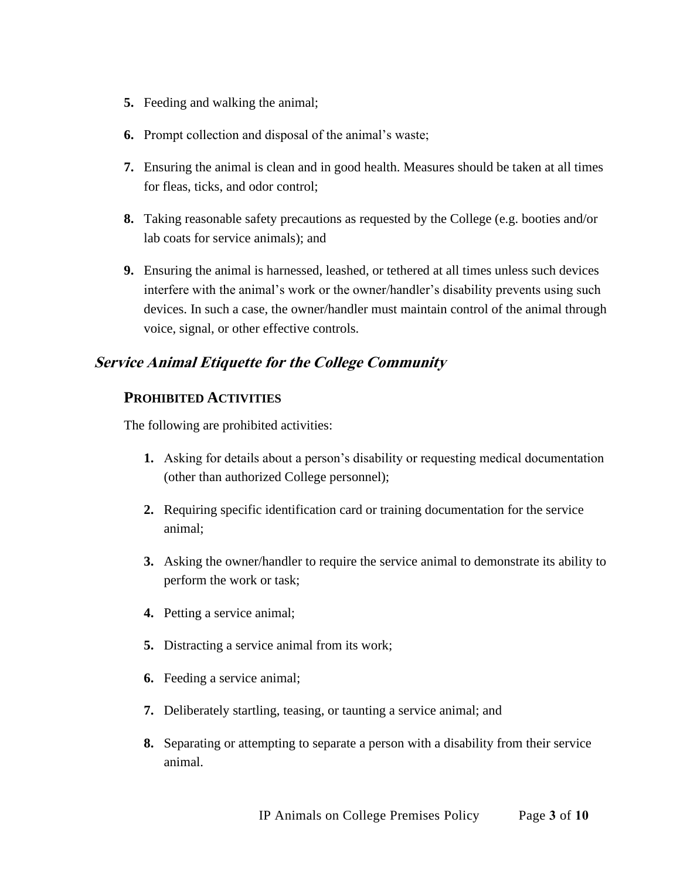5. Feeding and walking the animal;

6. Prompt collection and disposal of the animal's waste;

7. Ensuring the animal is clean and in good health. Measures should be taken at all times for fleas, ticks, and odor control;

8. Taking reasonable safety precautions as requested by the College (e.g. booties and/or lab coats for service animals); and

9. Ensuring the animal is harnessed, leashed, or tethered at all times unless such devices interfere with the animal's work or the owner/handler's disability prevents using such devices. In such a case, the owner/handler must maintain control of the animal through voice, signal, or other effective controls.

## *Service Animal Etiquette for the College Community*

### PROHIBITED ACTIVITIES

The following are prohibited activities:

1. Asking for details about a person's disability or requesting medical documentation (other than authorized College personnel);

2. Requiring specific identification card or training documentation for the service animal;

3. Asking the owner/handler to require the service animal to demonstrate its ability to perform the work or task;

4. Petting a service animal;

5. Distracting a service animal from its work;

6. Feeding a service animal;

7. Deliberately startling, teasing, or taunting a service animal; and

8. Separating or attempting to separate a person with a disability from their service animal.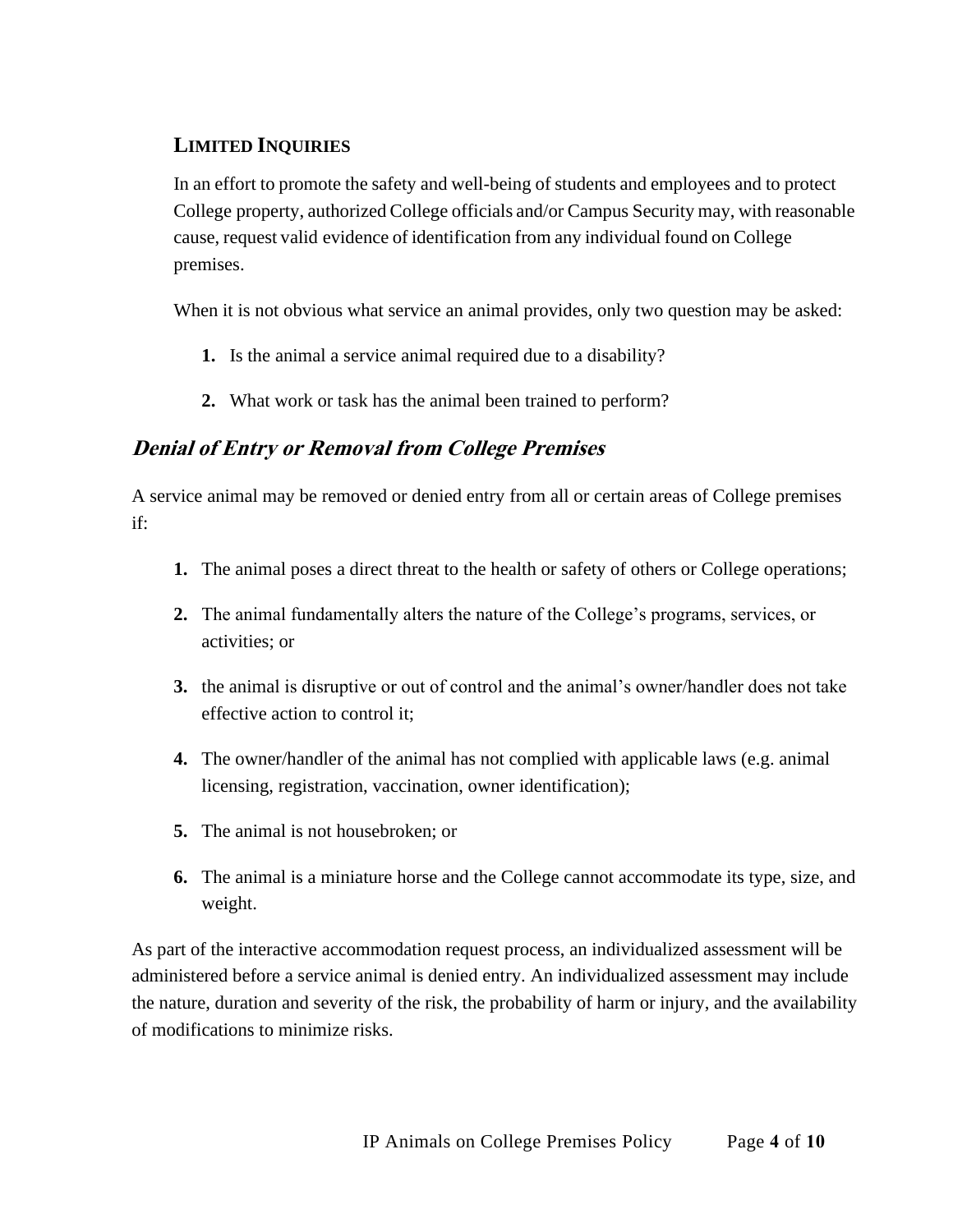### LIMITED INQUIRIES

In an effort to promote the safety and well-being of students and employees and to protect College property, authorized College officials and/or Campus Security may, with reasonable cause, request valid evidence of identification from any individual found on College premises.

When it is not obvious what service an animal provides, only two question may be asked:

1. Is the animal a service animal required due to a disability?
2. What work or task has the animal been trained to perform?

## *Denial of Entry or Removal from College Premises*

A service animal may be removed or denied entry from all or certain areas of College premises if:

1. The animal poses a direct threat to the health or safety of others or College operations;
2. The animal fundamentally alters the nature of the College's programs, services, or activities; or
3. the animal is disruptive or out of control and the animal's owner/handler does not take effective action to control it;
4. The owner/handler of the animal has not complied with applicable laws (e.g. animal licensing, registration, vaccination, owner identification);
5. The animal is not housebroken; or
6. The animal is a miniature horse and the College cannot accommodate its type, size, and weight.

As part of the interactive accommodation request process, an individualized assessment will be administered before a service animal is denied entry. An individualized assessment may include the nature, duration and severity of the risk, the probability of harm or injury, and the availability of modifications to minimize risks.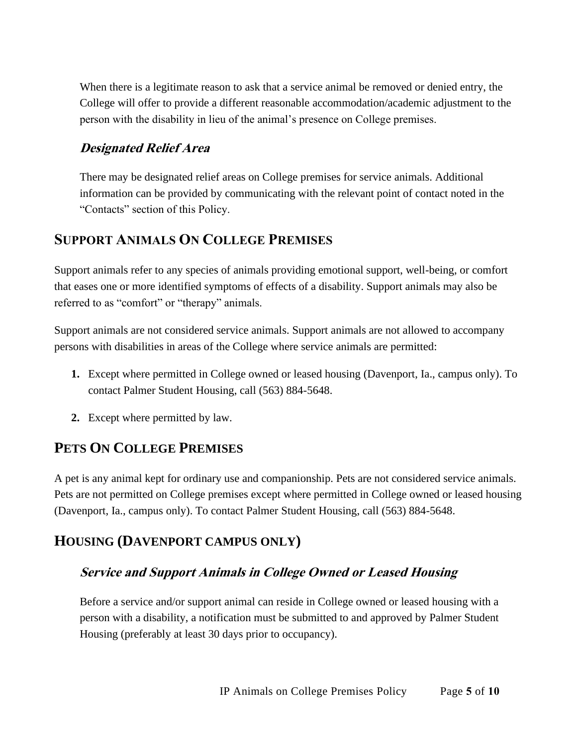When there is a legitimate reason to ask that a service animal be removed or denied entry, the College will offer to provide a different reasonable accommodation/academic adjustment to the person with the disability in lieu of the animal's presence on College premises.

### *Designated Relief Area*

There may be designated relief areas on College premises for service animals. Additional information can be provided by communicating with the relevant point of contact noted in the "Contacts" section of this Policy.

## SUPPORT ANIMALS ON COLLEGE PREMISES

Support animals refer to any species of animals providing emotional support, well-being, or comfort that eases one or more identified symptoms of effects of a disability. Support animals may also be referred to as "comfort" or "therapy" animals.

Support animals are not considered service animals. Support animals are not allowed to accompany persons with disabilities in areas of the College where service animals are permitted:

1. Except where permitted in College owned or leased housing (Davenport, Ia., campus only). To contact Palmer Student Housing, call (563) 884-5648.
2. Except where permitted by law.

## PETS ON COLLEGE PREMISES

A pet is any animal kept for ordinary use and companionship. Pets are not considered service animals. Pets are not permitted on College premises except where permitted in College owned or leased housing (Davenport, Ia., campus only). To contact Palmer Student Housing, call (563) 884-5648.

## HOUSING (DAVENPORT CAMPUS ONLY)

### *Service and Support Animals in College Owned or Leased Housing*

Before a service and/or support animal can reside in College owned or leased housing with a person with a disability, a notification must be submitted to and approved by Palmer Student Housing (preferably at least 30 days prior to occupancy).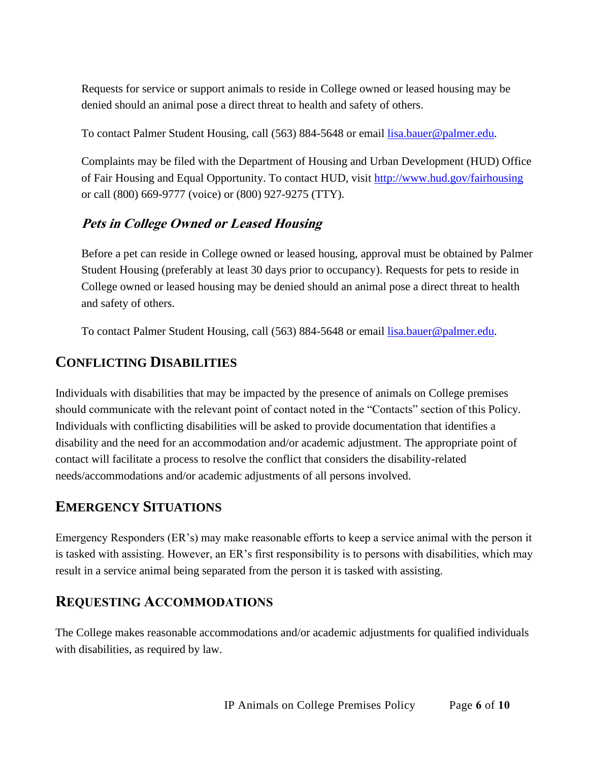Requests for service or support animals to reside in College owned or leased housing may be denied should an animal pose a direct threat to health and safety of others.

To contact Palmer Student Housing, call (563) 884-5648 or email lisa.bauer@palmer.edu.

Complaints may be filed with the Department of Housing and Urban Development (HUD) Office of Fair Housing and Equal Opportunity. To contact HUD, visit http://www.hud.gov/fairhousing or call (800) 669-9777 (voice) or (800) 927-9275 (TTY).

### *Pets in College Owned or Leased Housing*

Before a pet can reside in College owned or leased housing, approval must be obtained by Palmer Student Housing (preferably at least 30 days prior to occupancy). Requests for pets to reside in College owned or leased housing may be denied should an animal pose a direct threat to health and safety of others.

To contact Palmer Student Housing, call (563) 884-5648 or email lisa.bauer@palmer.edu.

## CONFLICTING DISABILITIES

Individuals with disabilities that may be impacted by the presence of animals on College premises should communicate with the relevant point of contact noted in the "Contacts" section of this Policy. Individuals with conflicting disabilities will be asked to provide documentation that identifies a disability and the need for an accommodation and/or academic adjustment. The appropriate point of contact will facilitate a process to resolve the conflict that considers the disability-related needs/accommodations and/or academic adjustments of all persons involved.

## EMERGENCY SITUATIONS

Emergency Responders (ER's) may make reasonable efforts to keep a service animal with the person it is tasked with assisting. However, an ER's first responsibility is to persons with disabilities, which may result in a service animal being separated from the person it is tasked with assisting.

## REQUESTING ACCOMMODATIONS

The College makes reasonable accommodations and/or academic adjustments for qualified individuals with disabilities, as required by law.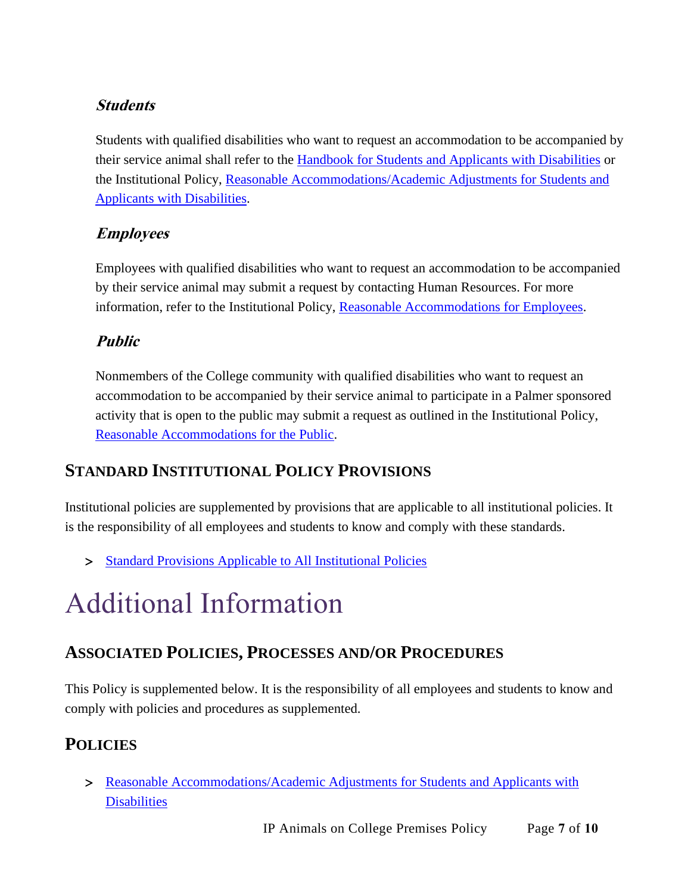### *Students*

Students with qualified disabilities who want to request an accommodation to be accompanied by their service animal shall refer to the Handbook for Students and Applicants with Disabilities or the Institutional Policy, Reasonable Accommodations/Academic Adjustments for Students and Applicants with Disabilities.

### *Employees*

Employees with qualified disabilities who want to request an accommodation to be accompanied by their service animal may submit a request by contacting Human Resources. For more information, refer to the Institutional Policy, Reasonable Accommodations for Employees.

### *Public*

Nonmembers of the College community with qualified disabilities who want to request an accommodation to be accompanied by their service animal to participate in a Palmer sponsored activity that is open to the public may submit a request as outlined in the Institutional Policy, Reasonable Accommodations for the Public.

## STANDARD INSTITUTIONAL POLICY PROVISIONS

Institutional policies are supplemented by provisions that are applicable to all institutional policies. It is the responsibility of all employees and students to know and comply with these standards.

> Standard Provisions Applicable to All Institutional Policies

# Additional Information

## ASSOCIATED POLICIES, PROCESSES AND/OR PROCEDURES

This Policy is supplemented below. It is the responsibility of all employees and students to know and comply with policies and procedures as supplemented.

## POLICIES

> Reasonable Accommodations/Academic Adjustments for Students and Applicants with Disabilities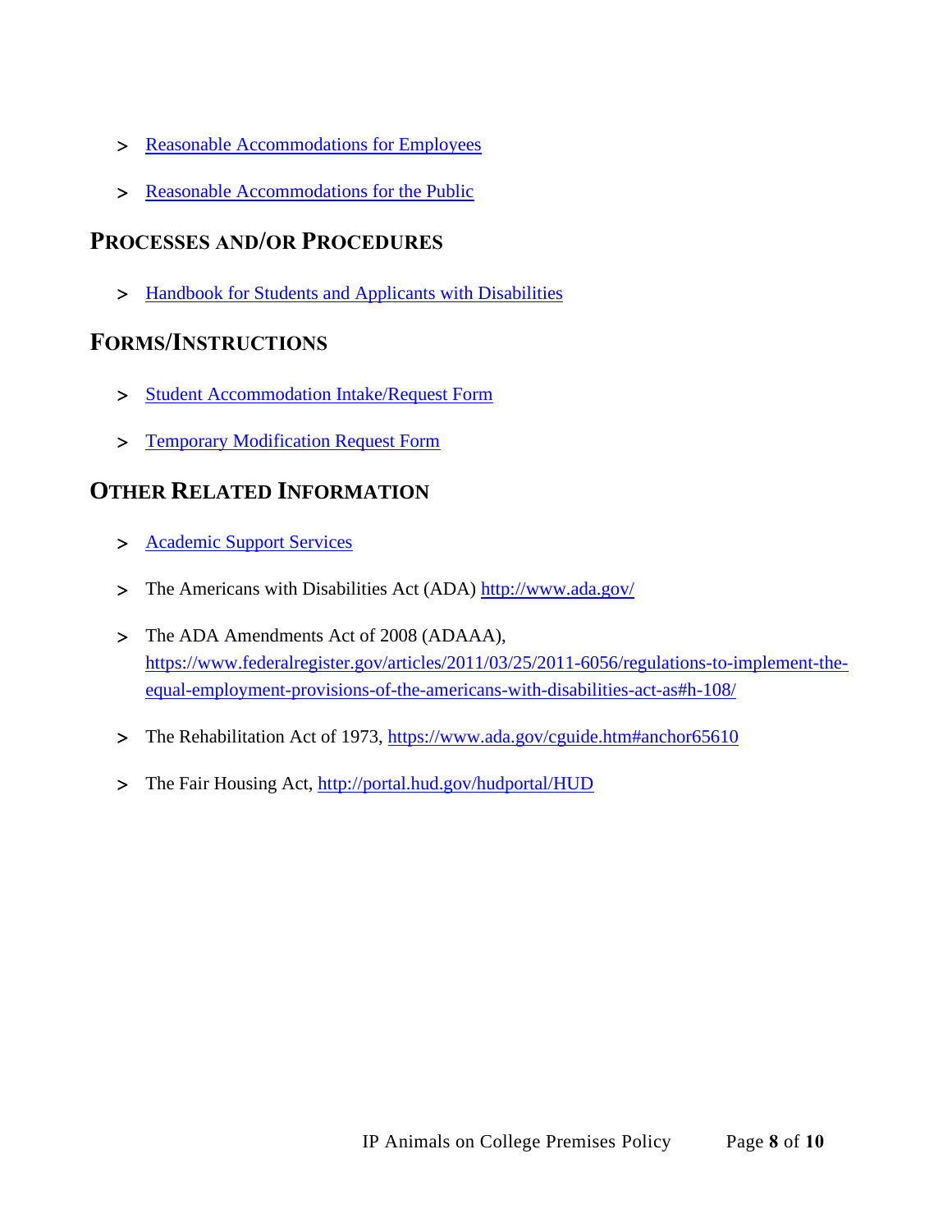- Reasonable Accommodations for Employees
- Reasonable Accommodations for the Public

## PROCESSES AND/OR PROCEDURES

- Handbook for Students and Applicants with Disabilities

## FORMS/INSTRUCTIONS

- Student Accommodation Intake/Request Form
- Temporary Modification Request Form

## OTHER RELATED INFORMATION

- Academic Support Services
- The Americans with Disabilities Act (ADA) http://www.ada.gov/
- The ADA Amendments Act of 2008 (ADAAA), https://www.federalregister.gov/articles/2011/03/25/2011-6056/regulations-to-implement-the-equal-employment-provisions-of-the-americans-with-disabilities-act-as#h-108/
- The Rehabilitation Act of 1973, https://www.ada.gov/cguide.htm#anchor65610
- The Fair Housing Act, http://portal.hud.gov/hudportal/HUD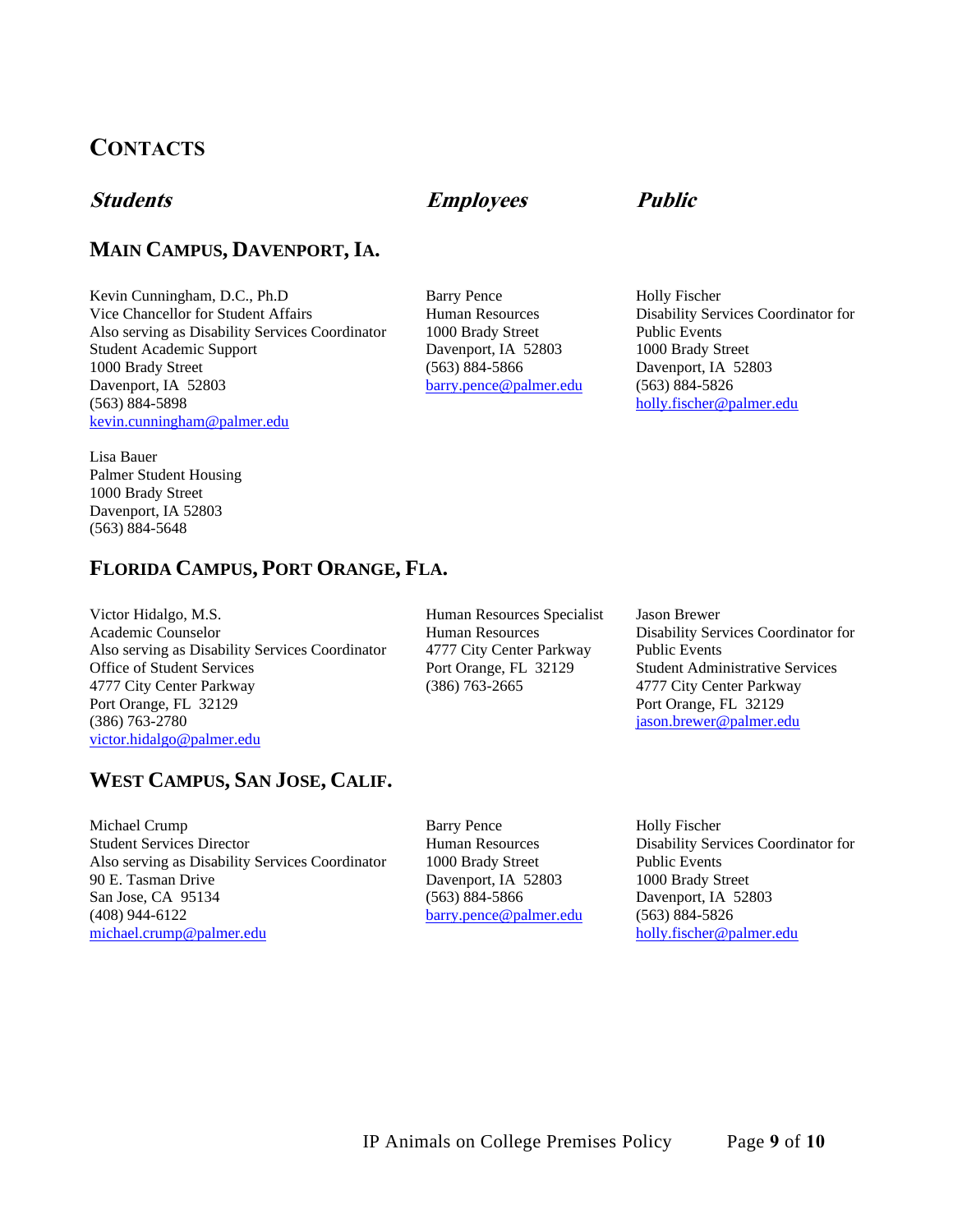## CONTACTS

### *Students* | *Employees* | *Public*

### MAIN CAMPUS, DAVENPORT, IA.

**Students**

Kevin Cunningham, D.C., Ph.D
Vice Chancellor for Student Affairs
Also serving as Disability Services Coordinator
Student Academic Support
1000 Brady Street
Davenport, IA 52803
(563) 884-5898
kevin.cunningham@palmer.edu

Lisa Bauer
Palmer Student Housing
1000 Brady Street
Davenport, IA 52803
(563) 884-5648

**Employees**

Barry Pence
Human Resources
1000 Brady Street
Davenport, IA 52803
(563) 884-5866
barry.pence@palmer.edu

**Public**

Holly Fischer
Disability Services Coordinator for Public Events
1000 Brady Street
Davenport, IA 52803
(563) 884-5826
holly.fischer@palmer.edu

### FLORIDA CAMPUS, PORT ORANGE, FLA.

**Students**

Victor Hidalgo, M.S.
Academic Counselor
Also serving as Disability Services Coordinator
Office of Student Services
4777 City Center Parkway
Port Orange, FL 32129
(386) 763-2780
victor.hidalgo@palmer.edu

**Employees**

Human Resources Specialist
Human Resources
4777 City Center Parkway
Port Orange, FL 32129
(386) 763-2665

**Public**

Jason Brewer
Disability Services Coordinator for Public Events
Student Administrative Services
4777 City Center Parkway
Port Orange, FL 32129
jason.brewer@palmer.edu

### WEST CAMPUS, SAN JOSE, CALIF.

**Students**

Michael Crump
Student Services Director
Also serving as Disability Services Coordinator
90 E. Tasman Drive
San Jose, CA 95134
(408) 944-6122
michael.crump@palmer.edu

**Employees**

Barry Pence
Human Resources
1000 Brady Street
Davenport, IA 52803
(563) 884-5866
barry.pence@palmer.edu

**Public**

Holly Fischer
Disability Services Coordinator for Public Events
1000 Brady Street
Davenport, IA 52803
(563) 884-5826
holly.fischer@palmer.edu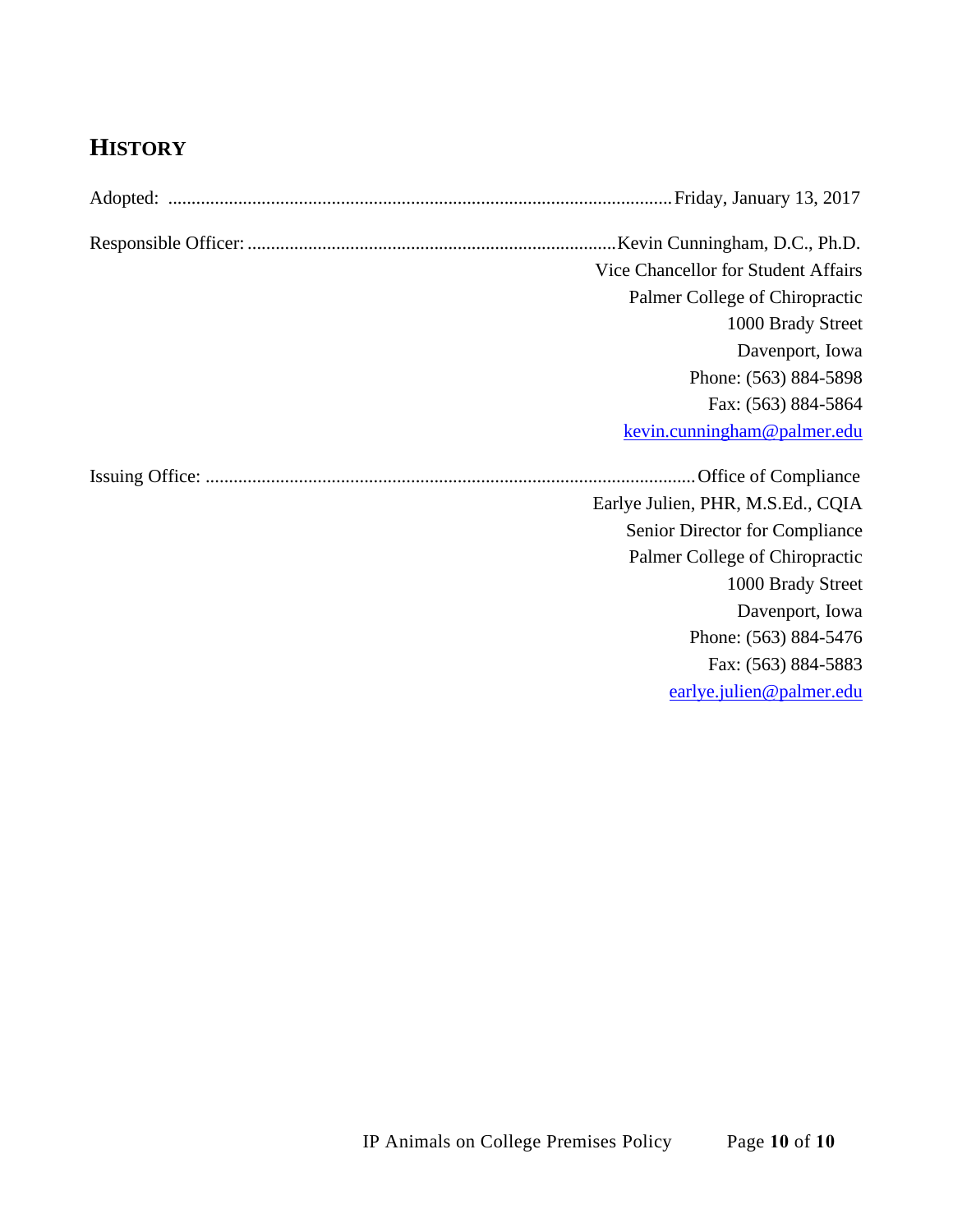## HISTORY

Adopted: ............................................................................................................ Friday, January 13, 2017

Responsible Officer: ............................................................................... Kevin Cunningham, D.C., Ph.D.
Vice Chancellor for Student Affairs
Palmer College of Chiropractic
1000 Brady Street
Davenport, Iowa
Phone: (563) 884-5898
Fax: (563) 884-5864
kevin.cunningham@palmer.edu

Issuing Office: ........................................................................................................ Office of Compliance
Earlye Julien, PHR, M.S.Ed., CQIA
Senior Director for Compliance
Palmer College of Chiropractic
1000 Brady Street
Davenport, Iowa
Phone: (563) 884-5476
Fax: (563) 884-5883
earlye.julien@palmer.edu